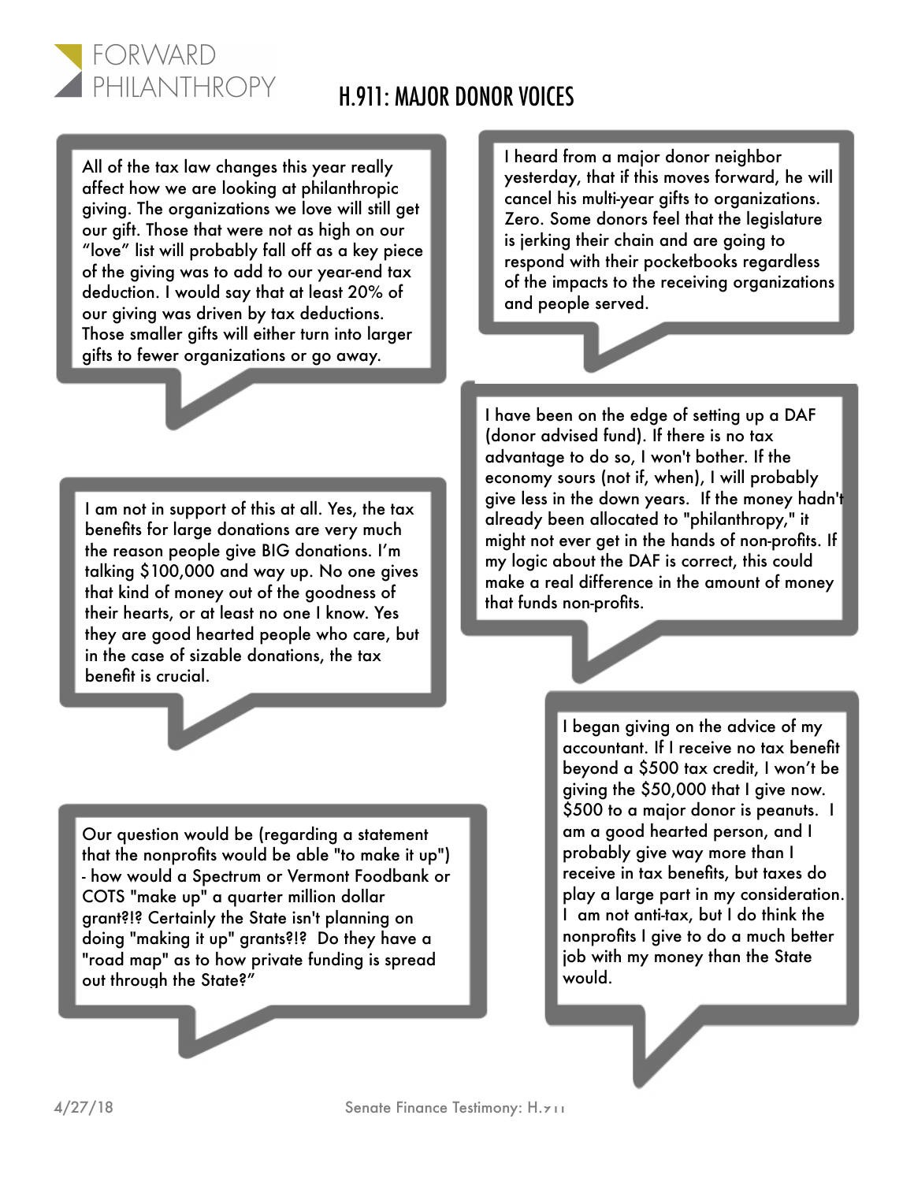FORWARD PHILANTHROPY

# H.911: MAJOR DONOR VOICES

All of the tax law changes this year really affect how we are looking at philanthropic giving. The organizations we love will still get our gift. Those that were not as high on our "love" list will probably fall off as a key piece of the giving was to add to our year-end tax deduction. I would say that at least 20% of our giving was driven by tax deductions. Those smaller gifts will either turn into larger gifts to fewer organizations or go away.

I heard from a major donor neighbor yesterday, that if this moves forward, he will cancel his multi-year gifts to organizations. Zero. Some donors feel that the legislature is jerking their chain and are going to respond with their pocketbooks regardless of the impacts to the receiving organizations and people served.

I have been on the edge of setting up a DAF (donor advised fund). If there is no tax advantage to do so, I won't bother. If the economy sours (not if, when), I will probably give less in the down years. If the money hadn't already been allocated to "philanthropy," it might not ever get in the hands of non-profits. If my logic about the DAF is correct, this could make a real difference in the amount of money that funds non-profits.

I am not in support of this at all. Yes, the tax benefits for large donations are very much the reason people give BIG donations. I'm talking $100,000 and way up. No one gives that kind of money out of the goodness of their hearts, or at least no one I know. Yes they are good hearted people who care, but in the case of sizable donations, the tax benefit is crucial.

I began giving on the advice of my accountant. If I receive no tax benefit beyond a $500 tax credit, I won't be giving the $50,000 that I give now. $500 to a major donor is peanuts. I am a good hearted person, and I probably give way more than I receive in tax benefits, but taxes do play a large part in my consideration. I am not anti-tax, but I do think the nonprofits I give to do a much better job with my money than the State would.

Our question would be (regarding a statement that the nonprofits would be able "to make it up") - how would a Spectrum or Vermont Foodbank or COTS "make up" a quarter million dollar grant?!? Certainly the State isn't planning on doing "making it up" grants?!? Do they have a "road map" as to how private funding is spread out through the State?"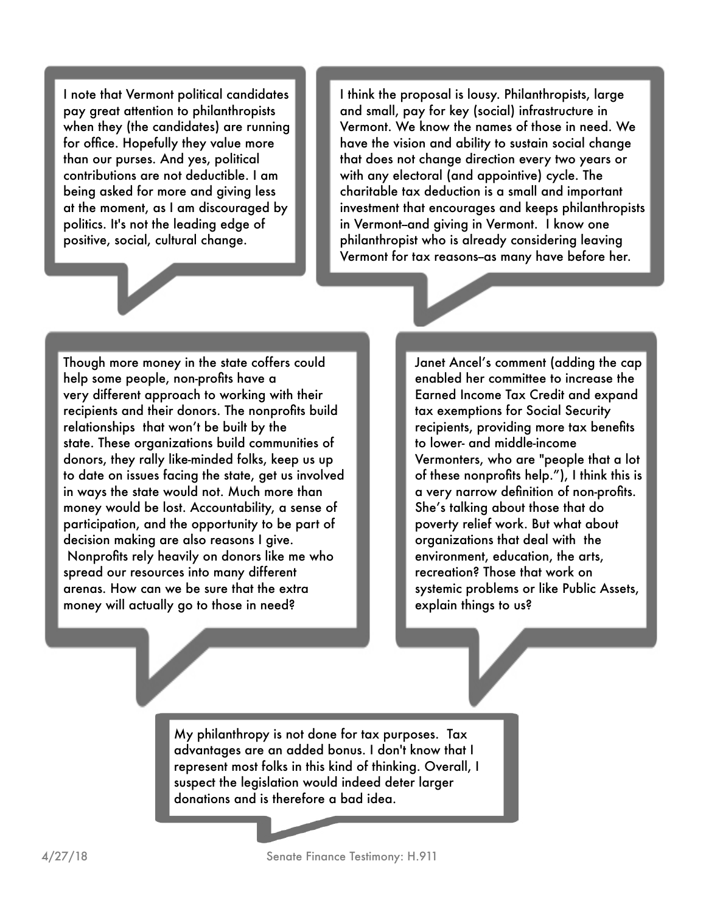I note that Vermont political candidates pay great attention to philanthropists when they (the candidates) are running for office. Hopefully they value more than our purses. And yes, political contributions are not deductible. I am being asked for more and giving less at the moment, as I am discouraged by politics. It's not the leading edge of positive, social, cultural change.

I think the proposal is lousy. Philanthropists, large and small, pay for key (social) infrastructure in Vermont. We know the names of those in need. We have the vision and ability to sustain social change that does not change direction every two years or with any electoral (and appointive) cycle. The charitable tax deduction is a small and important investment that encourages and keeps philanthropists in Vermont–and giving in Vermont. I know one philanthropist who is already considering leaving Vermont for tax reasons–as many have before her.

Though more money in the state coffers could help some people, non-profits have a very different approach to working with their recipients and their donors. The nonprofits build relationships that won't be built by the state. These organizations build communities of donors, they rally like-minded folks, keep us up to date on issues facing the state, get us involved in ways the state would not. Much more than money would be lost. Accountability, a sense of participation, and the opportunity to be part of decision making are also reasons I give. Nonprofits rely heavily on donors like me who spread our resources into many different arenas. How can we be sure that the extra money will actually go to those in need?

Janet Ancel's comment (adding the cap enabled her committee to increase the Earned Income Tax Credit and expand tax exemptions for Social Security recipients, providing more tax benefits to lower- and middle-income Vermonters, who are "people that a lot of these nonprofits help."), I think this is a very narrow definition of non-profits. She's talking about those that do poverty relief work. But what about organizations that deal with the environment, education, the arts, recreation? Those that work on systemic problems or like Public Assets, explain things to us?

My philanthropy is not done for tax purposes. Tax advantages are an added bonus. I don't know that I represent most folks in this kind of thinking. Overall, I suspect the legislation would indeed deter larger donations and is therefore a bad idea.